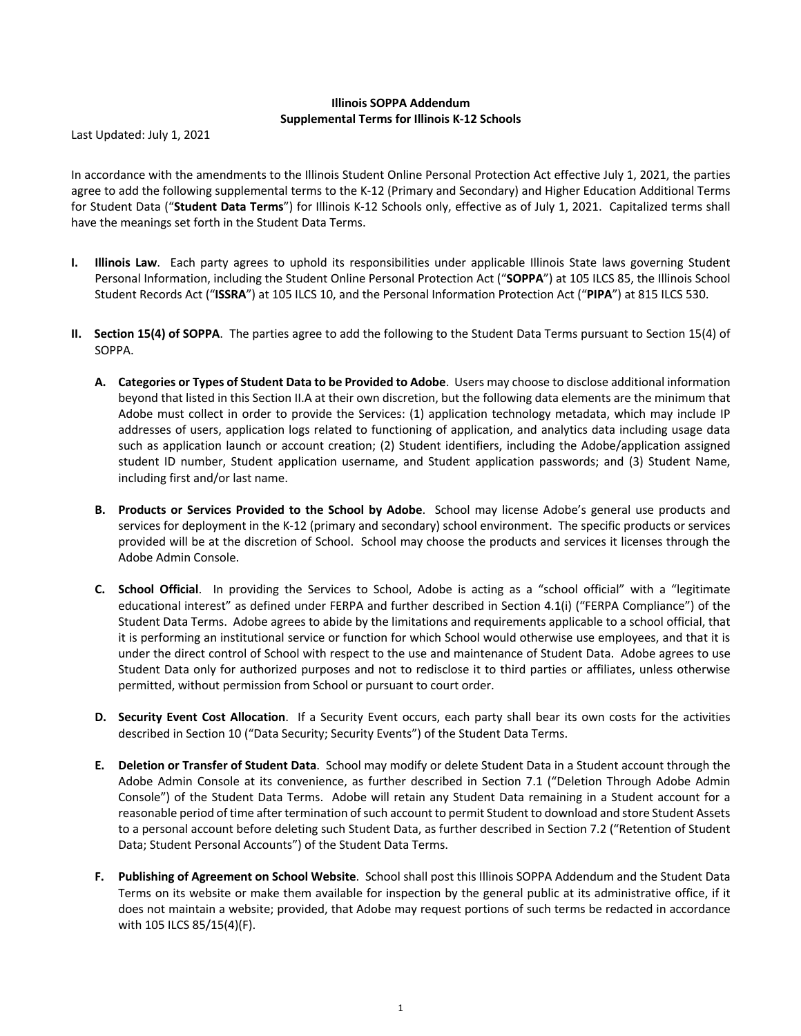**Illinois SOPPA Addendum**
**Supplemental Terms for Illinois K-12 Schools**

Last Updated: July 1, 2021

In accordance with the amendments to the Illinois Student Online Personal Protection Act effective July 1, 2021, the parties agree to add the following supplemental terms to the K-12 (Primary and Secondary) and Higher Education Additional Terms for Student Data ("**Student Data Terms**") for Illinois K-12 Schools only, effective as of July 1, 2021. Capitalized terms shall have the meanings set forth in the Student Data Terms.

**I. Illinois Law**. Each party agrees to uphold its responsibilities under applicable Illinois State laws governing Student Personal Information, including the Student Online Personal Protection Act ("**SOPPA**") at 105 ILCS 85, the Illinois School Student Records Act ("**ISSRA**") at 105 ILCS 10, and the Personal Information Protection Act ("**PIPA**") at 815 ILCS 530.

**II. Section 15(4) of SOPPA**. The parties agree to add the following to the Student Data Terms pursuant to Section 15(4) of SOPPA.

**A. Categories or Types of Student Data to be Provided to Adobe**. Users may choose to disclose additional information beyond that listed in this Section II.A at their own discretion, but the following data elements are the minimum that Adobe must collect in order to provide the Services: (1) application technology metadata, which may include IP addresses of users, application logs related to functioning of application, and analytics data including usage data such as application launch or account creation; (2) Student identifiers, including the Adobe/application assigned student ID number, Student application username, and Student application passwords; and (3) Student Name, including first and/or last name.

**B. Products or Services Provided to the School by Adobe**. School may license Adobe's general use products and services for deployment in the K-12 (primary and secondary) school environment. The specific products or services provided will be at the discretion of School. School may choose the products and services it licenses through the Adobe Admin Console.

**C. School Official**. In providing the Services to School, Adobe is acting as a "school official" with a "legitimate educational interest" as defined under FERPA and further described in Section 4.1(i) ("FERPA Compliance") of the Student Data Terms. Adobe agrees to abide by the limitations and requirements applicable to a school official, that it is performing an institutional service or function for which School would otherwise use employees, and that it is under the direct control of School with respect to the use and maintenance of Student Data. Adobe agrees to use Student Data only for authorized purposes and not to redisclose it to third parties or affiliates, unless otherwise permitted, without permission from School or pursuant to court order.

**D. Security Event Cost Allocation**. If a Security Event occurs, each party shall bear its own costs for the activities described in Section 10 ("Data Security; Security Events") of the Student Data Terms.

**E. Deletion or Transfer of Student Data**. School may modify or delete Student Data in a Student account through the Adobe Admin Console at its convenience, as further described in Section 7.1 ("Deletion Through Adobe Admin Console") of the Student Data Terms. Adobe will retain any Student Data remaining in a Student account for a reasonable period of time after termination of such account to permit Student to download and store Student Assets to a personal account before deleting such Student Data, as further described in Section 7.2 ("Retention of Student Data; Student Personal Accounts") of the Student Data Terms.

**F. Publishing of Agreement on School Website**. School shall post this Illinois SOPPA Addendum and the Student Data Terms on its website or make them available for inspection by the general public at its administrative office, if it does not maintain a website; provided, that Adobe may request portions of such terms be redacted in accordance with 105 ILCS 85/15(4)(F).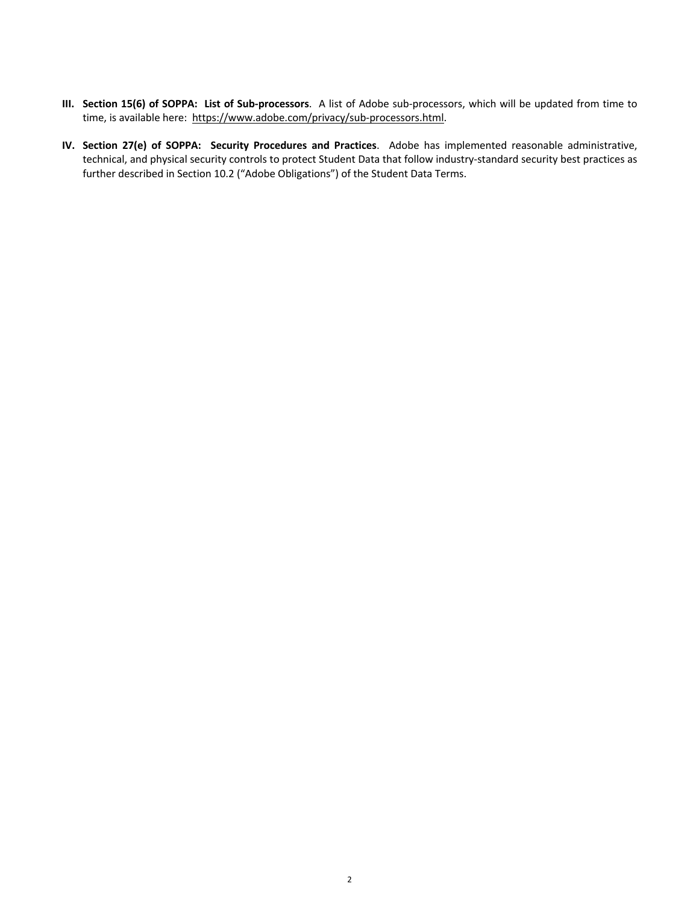III. **Section 15(6) of SOPPA: List of Sub-processors**. A list of Adobe sub-processors, which will be updated from time to time, is available here: https://www.adobe.com/privacy/sub-processors.html.

IV. **Section 27(e) of SOPPA: Security Procedures and Practices**. Adobe has implemented reasonable administrative, technical, and physical security controls to protect Student Data that follow industry-standard security best practices as further described in Section 10.2 ("Adobe Obligations") of the Student Data Terms.